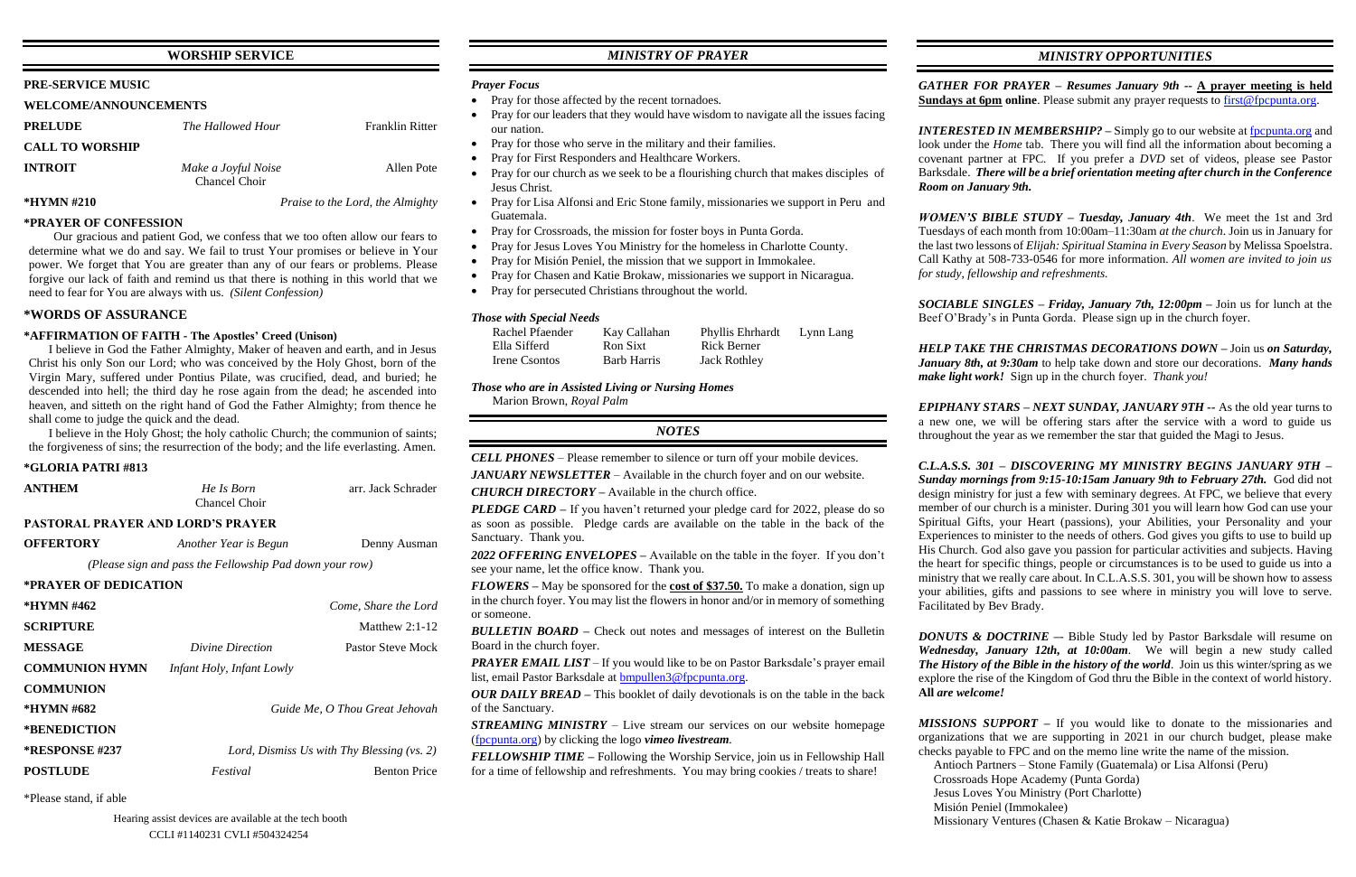## WORSHIP SERVICE

### PRE-SERVICE MUSIC

### WELCOME/ANNOUNCEMENTS

| | | |
|---|---|---|
| **PRELUDE** | *The Hallowed Hour* | Franklin Ritter |
| **CALL TO WORSHIP** | | |
| **INTROIT** | *Make a Joyful Noise* Chancel Choir | Allen Pote |
| ***HYMN #210** | | *Praise to the Lord, the Almighty* |

**\*PRAYER OF CONFESSION**

Our gracious and patient God, we confess that we too often allow our fears to determine what we do and say. We fail to trust Your promises or believe in Your power. We forget that You are greater than any of our fears or problems. Please forgive our lack of faith and remind us that there is nothing in this world that we need to fear for You are always with us. *(Silent Confession)*

**\*WORDS OF ASSURANCE**

**\*AFFIRMATION OF FAITH - The Apostles' Creed (Unison)**

I believe in God the Father Almighty, Maker of heaven and earth, and in Jesus Christ his only Son our Lord; who was conceived by the Holy Ghost, born of the Virgin Mary, suffered under Pontius Pilate, was crucified, dead, and buried; he descended into hell; the third day he rose again from the dead; he ascended into heaven, and sitteth on the right hand of God the Father Almighty; from thence he shall come to judge the quick and the dead.

I believe in the Holy Ghost; the holy catholic Church; the communion of saints; the forgiveness of sins; the resurrection of the body; and the life everlasting. Amen.

**\*GLORIA PATRI #813**

| | | |
|---|---|---|
| **ANTHEM** | *He Is Born* Chancel Choir | arr. Jack Schrader |

**PASTORAL PRAYER AND LORD'S PRAYER**

| | | |
|---|---|---|
| **OFFERTORY** | *Another Year is Begun* | Denny Ausman |

*(Please sign and pass the Fellowship Pad down your row)*

**\*PRAYER OF DEDICATION**

| | | |
|---|---|---|
| ***HYMN #462** | | *Come, Share the Lord* |
| **SCRIPTURE** | | Matthew 2:1-12 |
| **MESSAGE** | *Divine Direction* | Pastor Steve Mock |
| **COMMUNION HYMN** | *Infant Holy, Infant Lowly* | |
| **COMMUNION** | | |
| ***HYMN #682** | | *Guide Me, O Thou Great Jehovah* |
| ***BENEDICTION** | | |
| ***RESPONSE #237** | | *Lord, Dismiss Us with Thy Blessing (vs. 2)* |
| **POSTLUDE** | *Festival* | Benton Price |

\*Please stand, if able

Hearing assist devices are available at the tech booth
CCLI #1140231 CVLI #504324254

## MINISTRY OF PRAYER

### *Prayer Focus*

- Pray for those affected by the recent tornadoes.
- Pray for our leaders that they would have wisdom to navigate all the issues facing our nation.
- Pray for those who serve in the military and their families.
- Pray for First Responders and Healthcare Workers.
- Pray for our church as we seek to be a flourishing church that makes disciples of Jesus Christ.
- Pray for Lisa Alfonsi and Eric Stone family, missionaries we support in Peru and Guatemala.
- Pray for Crossroads, the mission for foster boys in Punta Gorda.
- Pray for Jesus Loves You Ministry for the homeless in Charlotte County.
- Pray for Misión Peniel, the mission that we support in Immokalee.
- Pray for Chasen and Katie Brokaw, missionaries we support in Nicaragua.
- Pray for persecuted Christians throughout the world.

### *Those with Special Needs*

| | | | |
|---|---|---|---|
| Rachel Pfaender | Kay Callahan | Phyllis Ehrhardt | Lynn Lang |
| Ella Sifferd | Ron Sixt | Rick Berner | |
| Irene Csontos | Barb Harris | Jack Rothley | |

### *Those who are in Assisted Living or Nursing Homes*

Marion Brown, *Royal Palm*

## NOTES

***CELL PHONES*** – Please remember to silence or turn off your mobile devices.

***JANUARY NEWSLETTER*** – Available in the church foyer and on our website.

***CHURCH DIRECTORY*** – Available in the church office.

***PLEDGE CARD*** – If you haven't returned your pledge card for 2022, please do so as soon as possible. Pledge cards are available on the table in the back of the Sanctuary. Thank you.

***2022 OFFERING ENVELOPES*** – Available on the table in the foyer. If you don't see your name, let the office know. Thank you.

***FLOWERS*** – May be sponsored for the **cost of $37.50.** To make a donation, sign up in the church foyer. You may list the flowers in honor and/or in memory of something or someone.

***BULLETIN BOARD*** – Check out notes and messages of interest on the Bulletin Board in the church foyer.

***PRAYER EMAIL LIST*** – If you would like to be on Pastor Barksdale's prayer email list, email Pastor Barksdale at bmpullen3@fpcpunta.org.

***OUR DAILY BREAD*** – This booklet of daily devotionals is on the table in the back of the Sanctuary.

***STREAMING MINISTRY*** – Live stream our services on our website homepage (fpcpunta.org) by clicking the logo ***vimeo livestream***.

***FELLOWSHIP TIME*** – Following the Worship Service, join us in Fellowship Hall for a time of fellowship and refreshments. You may bring cookies / treats to share!

## MINISTRY OPPORTUNITIES

***GATHER FOR PRAYER – Resumes January 9th --*** **A prayer meeting is held Sundays at 6pm online**. Please submit any prayer requests to first@fpcpunta.org.

***INTERESTED IN MEMBERSHIP?*** – Simply go to our website at fpcpunta.org and look under the *Home* tab. There you will find all the information about becoming a covenant partner at FPC. If you prefer a *DVD* set of videos, please see Pastor Barksdale. ***There will be a brief orientation meeting after church in the Conference Room on January 9th.***

***WOMEN'S BIBLE STUDY – Tuesday, January 4th***. We meet the 1st and 3rd Tuesdays of each month from 10:00am–11:30am *at the church*. Join us in January for the last two lessons of *Elijah: Spiritual Stamina in Every Season* by Melissa Spoelstra. Call Kathy at 508-733-0546 for more information. *All women are invited to join us for study, fellowship and refreshments.*

***SOCIABLE SINGLES – Friday, January 7th, 12:00pm*** – Join us for lunch at the Beef O'Brady's in Punta Gorda. Please sign up in the church foyer.

***HELP TAKE THE CHRISTMAS DECORATIONS DOWN*** – Join us ***on Saturday, January 8th, at 9:30am*** to help take down and store our decorations. ***Many hands make light work!*** Sign up in the church foyer. *Thank you!*

***EPIPHANY STARS – NEXT SUNDAY, JANUARY 9TH --*** As the old year turns to a new one, we will be offering stars after the service with a word to guide us throughout the year as we remember the star that guided the Magi to Jesus.

***C.L.A.S.S. 301 – DISCOVERING MY MINISTRY BEGINS JANUARY 9TH – Sunday mornings from 9:15-10:15am January 9th to February 27th.*** God did not design ministry for just a few with seminary degrees. At FPC, we believe that every member of our church is a minister. During 301 you will learn how God can use your Spiritual Gifts, your Heart (passions), your Abilities, your Personality and your Experiences to minister to the needs of others. God gives you gifts to use to build up His Church. God also gave you passion for particular activities and subjects. Having the heart for specific things, people or circumstances is to be used to guide us into a ministry that we really care about. In C.L.A.S.S. 301, you will be shown how to assess your abilities, gifts and passions to see where in ministry you will love to serve. Facilitated by Bev Brady.

***DONUTS & DOCTRINE*** –- Bible Study led by Pastor Barksdale will resume on ***Wednesday, January 12th, at 10:00am***. We will begin a new study called ***The History of the Bible in the history of the world***. Join us this winter/spring as we explore the rise of the Kingdom of God thru the Bible in the context of world history. **All** ***are welcome!***

***MISSIONS SUPPORT*** – If you would like to donate to the missionaries and organizations that we are supporting in 2021 in our church budget, please make checks payable to FPC and on the memo line write the name of the mission.

Antioch Partners – Stone Family (Guatemala) or Lisa Alfonsi (Peru)
Crossroads Hope Academy (Punta Gorda)
Jesus Loves You Ministry (Port Charlotte)
Misión Peniel (Immokalee)
Missionary Ventures (Chasen & Katie Brokaw – Nicaragua)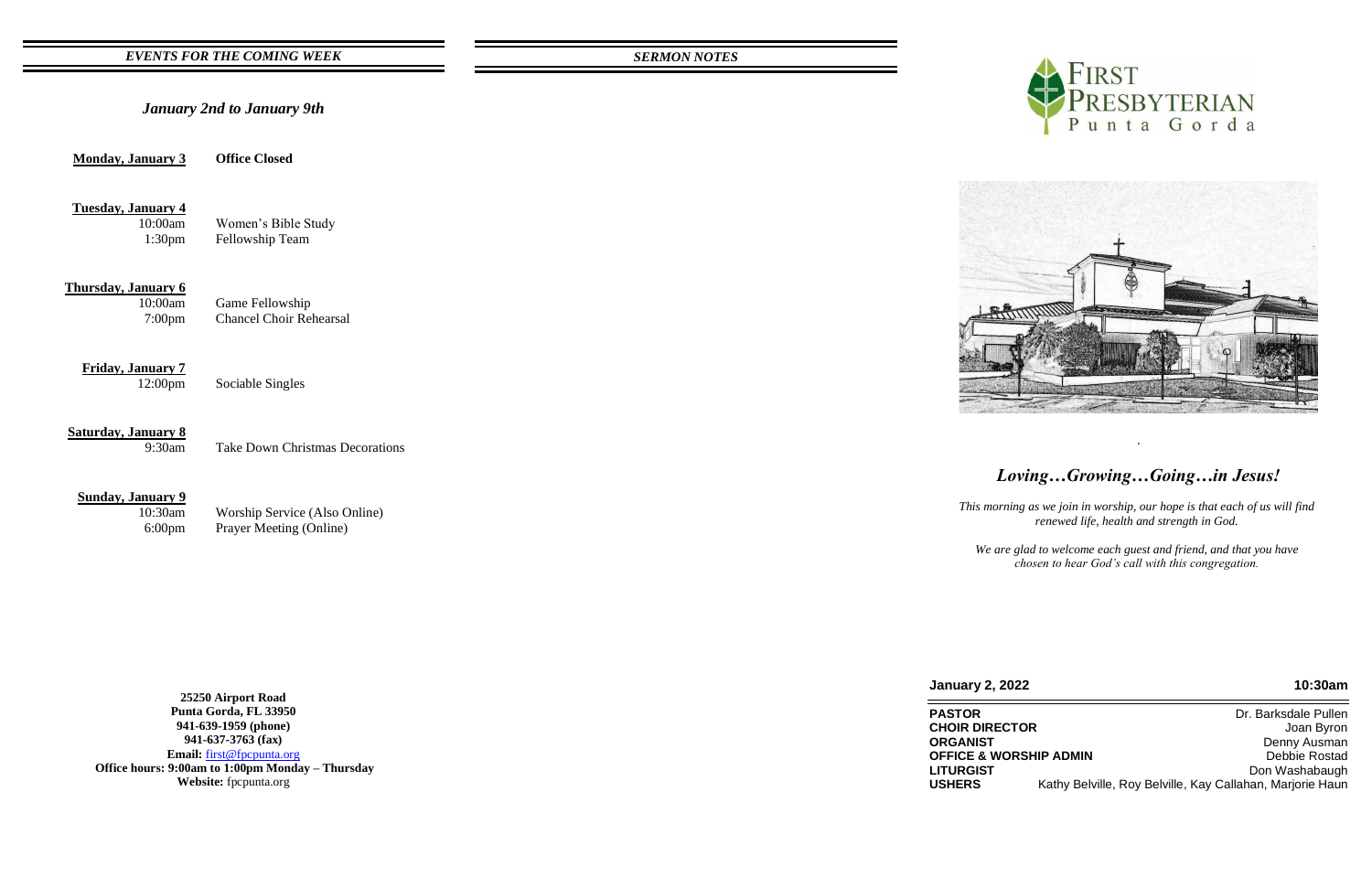## *EVENTS FOR THE COMING WEEK*

### *January 2nd to January 9th*

**Monday, January 3** — **Office Closed**

**Tuesday, January 4**

| | |
|---|---|
| 10:00am | Women's Bible Study |
| 1:30pm | Fellowship Team |

**Thursday, January 6**

| | |
|---|---|
| 10:00am | Game Fellowship |
| 7:00pm | Chancel Choir Rehearsal |

**Friday, January 7**

| | |
|---|---|
| 12:00pm | Sociable Singles |

**Saturday, January 8**

| | |
|---|---|
| 9:30am | Take Down Christmas Decorations |

**Sunday, January 9**

| | |
|---|---|
| 10:30am | Worship Service (Also Online) |
| 6:00pm | Prayer Meeting (Online) |

**25250 Airport Road**
**Punta Gorda, FL 33950**
**941-639-1959 (phone)**
**941-637-3763 (fax)**
**Email:** first@fpcpunta.org
**Office hours: 9:00am to 1:00pm Monday – Thursday**
**Website:** fpcpunta.org

## *SERMON NOTES*

# FIRST PRESBYTERIAN
Punta Gorda

## *Loving…Growing…Going…in Jesus!*

*This morning as we join in worship, our hope is that each of us will find renewed life, health and strength in God.*

*We are glad to welcome each guest and friend, and that you have chosen to hear God's call with this congregation.*

**January 2, 2022** **10:30am**

| | |
|---|---|
| **PASTOR** | Dr. Barksdale Pullen |
| **CHOIR DIRECTOR** | Joan Byron |
| **ORGANIST** | Denny Ausman |
| **OFFICE & WORSHIP ADMIN** | Debbie Rostad |
| **LITURGIST** | Don Washabaugh |
| **USHERS** | Kathy Belville, Roy Belville, Kay Callahan, Marjorie Haun |